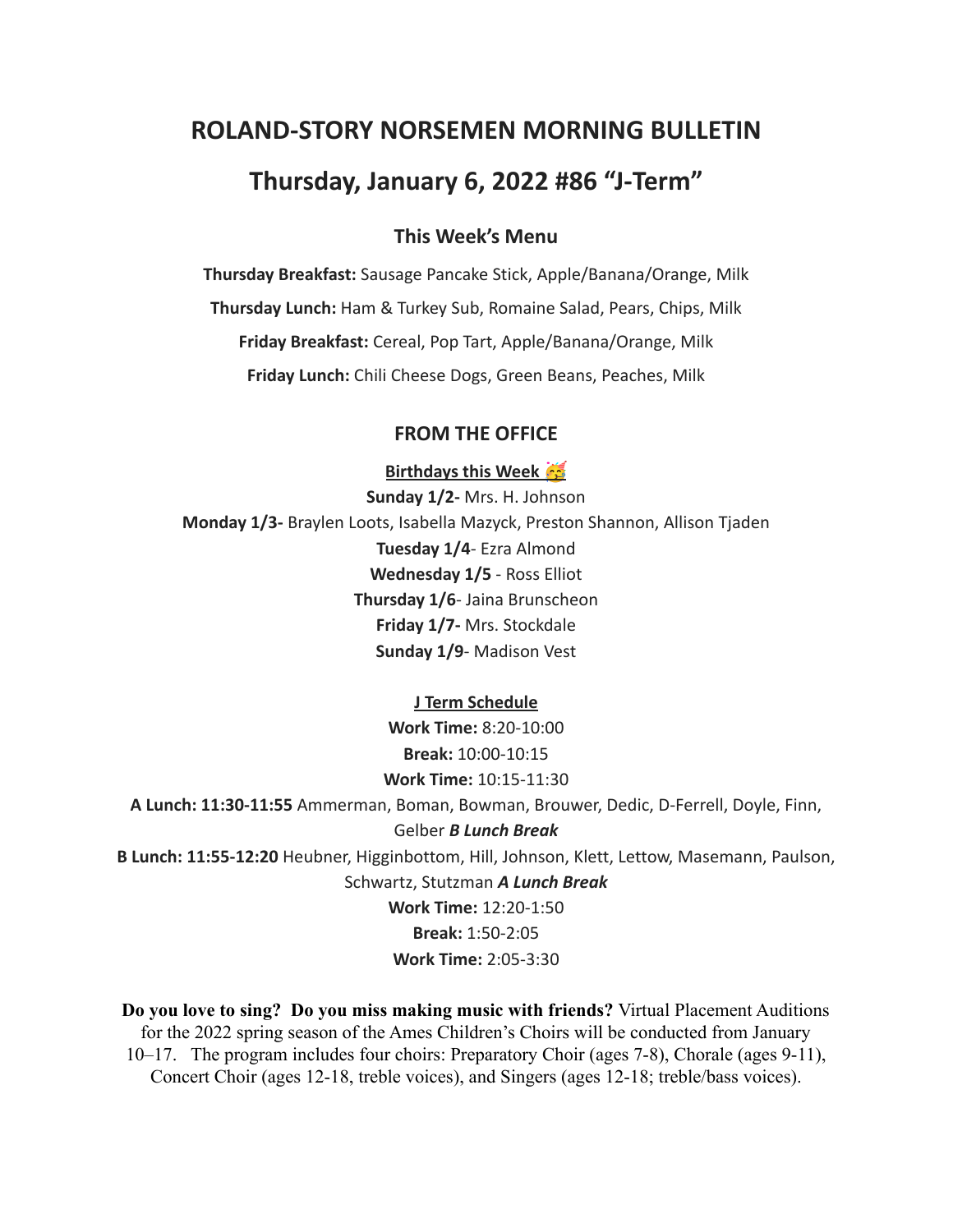# ROLAND-STORY NORSEMEN MORNING BULLETIN

## Thursday, January 6, 2022 #86 "J-Term"

### This Week's Menu

**Thursday Breakfast:** Sausage Pancake Stick, Apple/Banana/Orange, Milk

**Thursday Lunch:** Ham & Turkey Sub, Romaine Salad, Pears, Chips, Milk

**Friday Breakfast:** Cereal, Pop Tart, Apple/Banana/Orange, Milk

**Friday Lunch:** Chili Cheese Dogs, Green Beans, Peaches, Milk

### FROM THE OFFICE

**Birthdays this Week 🥳**

**Sunday 1/2-** Mrs. H. Johnson

**Monday 1/3-** Braylen Loots, Isabella Mazyck, Preston Shannon, Allison Tjaden

**Tuesday 1/4**- Ezra Almond

**Wednesday 1/5** - Ross Elliot

**Thursday 1/6**- Jaina Brunscheon

**Friday 1/7-** Mrs. Stockdale

**Sunday 1/9**- Madison Vest

**J Term Schedule**

**Work Time:** 8:20-10:00

**Break:** 10:00-10:15

**Work Time:** 10:15-11:30

**A Lunch: 11:30-11:55** Ammerman, Boman, Bowman, Brouwer, Dedic, D-Ferrell, Doyle, Finn, Gelber ***B Lunch Break***

**B Lunch: 11:55-12:20** Heubner, Higginbottom, Hill, Johnson, Klett, Lettow, Masemann, Paulson, Schwartz, Stutzman ***A Lunch Break***

**Work Time:** 12:20-1:50

**Break:** 1:50-2:05

**Work Time:** 2:05-3:30

**Do you love to sing? Do you miss making music with friends?** Virtual Placement Auditions for the 2022 spring season of the Ames Children's Choirs will be conducted from January 10–17. The program includes four choirs: Preparatory Choir (ages 7-8), Chorale (ages 9-11), Concert Choir (ages 12-18, treble voices), and Singers (ages 12-18; treble/bass voices).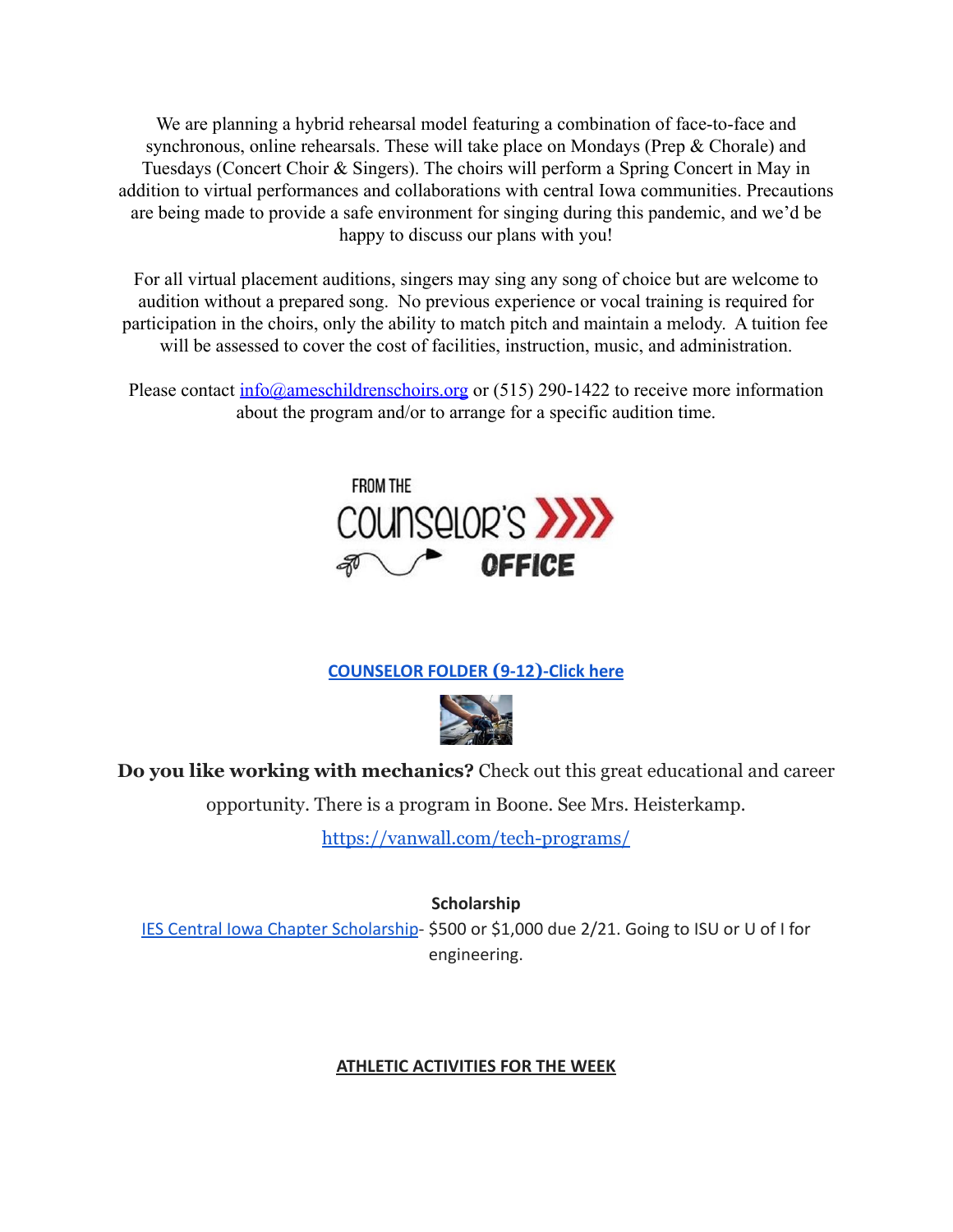We are planning a hybrid rehearsal model featuring a combination of face-to-face and synchronous, online rehearsals. These will take place on Mondays (Prep & Chorale) and Tuesdays (Concert Choir & Singers). The choirs will perform a Spring Concert in May in addition to virtual performances and collaborations with central Iowa communities. Precautions are being made to provide a safe environment for singing during this pandemic, and we'd be happy to discuss our plans with you!

For all virtual placement auditions, singers may sing any song of choice but are welcome to audition without a prepared song. No previous experience or vocal training is required for participation in the choirs, only the ability to match pitch and maintain a melody. A tuition fee will be assessed to cover the cost of facilities, instruction, music, and administration.

Please contact info@ameschildrenschoirs.org or (515) 290-1422 to receive more information about the program and/or to arrange for a specific audition time.

FROM THE COUNSELOR'S OFFICE

**COUNSELOR FOLDER (9-12)-Click here**

**Do you like working with mechanics?** Check out this great educational and career opportunity. There is a program in Boone. See Mrs. Heisterkamp.

https://vanwall.com/tech-programs/

**Scholarship**

IES Central Iowa Chapter Scholarship- $500 or $1,000 due 2/21. Going to ISU or U of I for engineering.

**ATHLETIC ACTIVITIES FOR THE WEEK**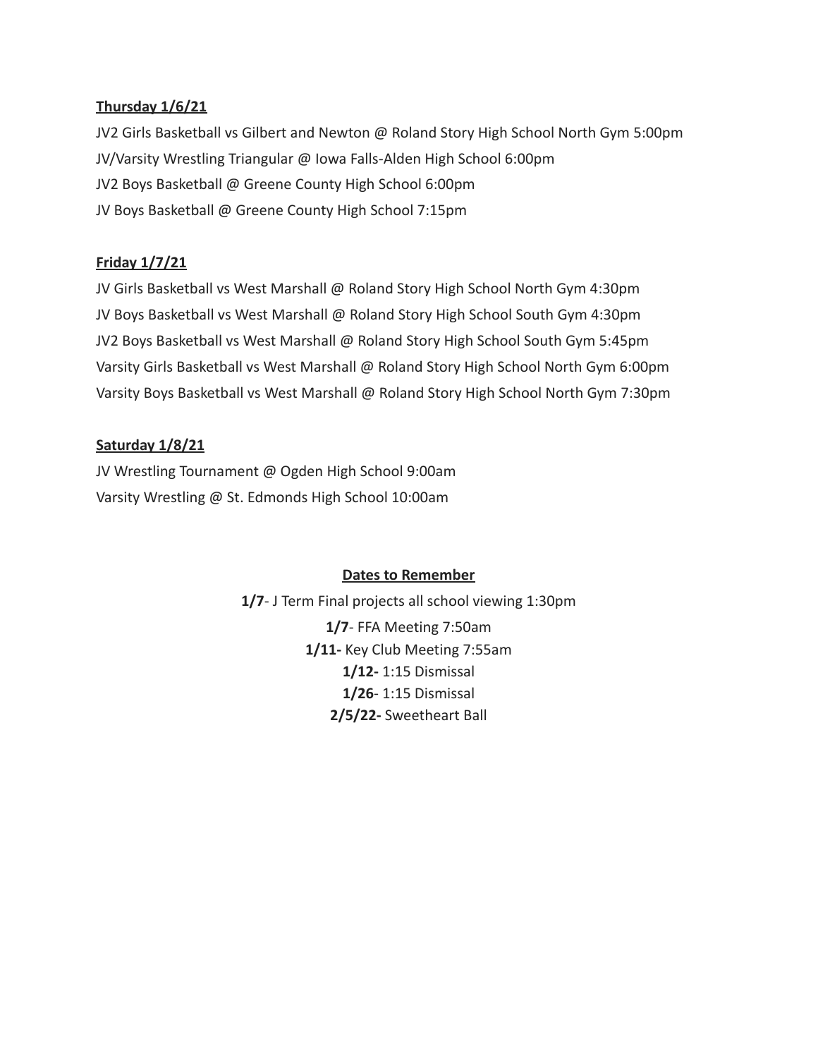**Thursday 1/6/21**

JV2 Girls Basketball vs Gilbert and Newton @ Roland Story High School North Gym 5:00pm
JV/Varsity Wrestling Triangular @ Iowa Falls-Alden High School 6:00pm
JV2 Boys Basketball @ Greene County High School 6:00pm
JV Boys Basketball @ Greene County High School 7:15pm

**Friday 1/7/21**

JV Girls Basketball vs West Marshall @ Roland Story High School North Gym 4:30pm
JV Boys Basketball vs West Marshall @ Roland Story High School South Gym 4:30pm
JV2 Boys Basketball vs West Marshall @ Roland Story High School South Gym 5:45pm
Varsity Girls Basketball vs West Marshall @ Roland Story High School North Gym 6:00pm
Varsity Boys Basketball vs West Marshall @ Roland Story High School North Gym 7:30pm

**Saturday 1/8/21**

JV Wrestling Tournament @ Ogden High School 9:00am
Varsity Wrestling @ St. Edmonds High School 10:00am

**Dates to Remember**

**1/7**- J Term Final projects all school viewing 1:30pm
**1/7**- FFA Meeting 7:50am
**1/11-** Key Club Meeting 7:55am
**1/12-** 1:15 Dismissal
**1/26**- 1:15 Dismissal
**2/5/22-** Sweetheart Ball